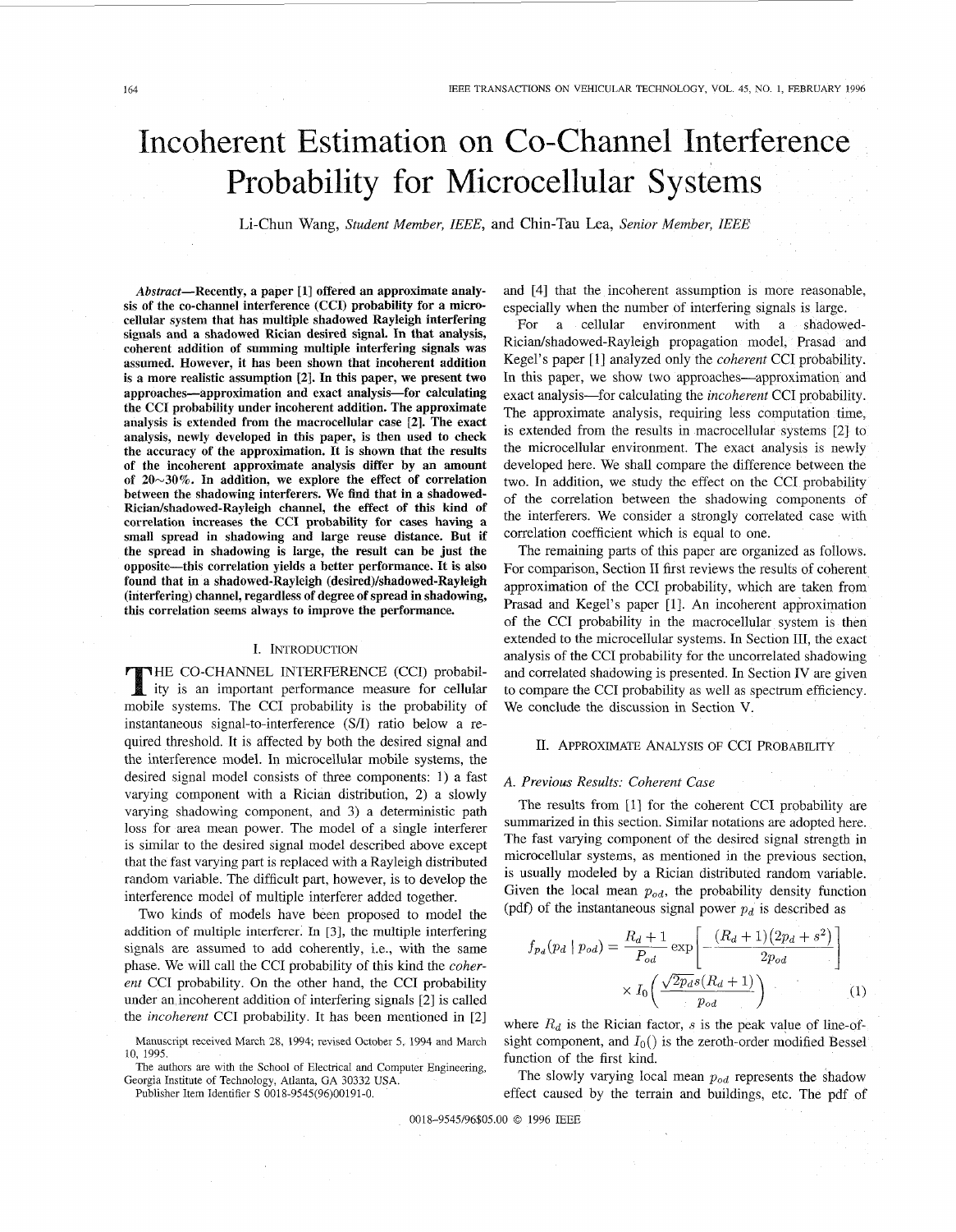# Incoherent Estimation on Co-Channel Interference Probability for Microcellular Systems

Li-Chun Wang, *Student Member, IEEE*, and Chin-Tau Lea, *Senior Member, IEEE*

***Abstract*—Recently, a paper [1] offered an approximate analysis of the co-channel interference (CCI) probability for a microcellular system that has multiple shadowed Rayleigh interfering signals and a shadowed Rician desired signal. In that analysis, coherent addition of summing multiple interfering signals was assumed. However, it has been shown that incoherent addition is a more realistic assumption [2]. In this paper, we present two approaches—approximation and exact analysis—for calculating the CCI probability under incoherent addition. The approximate analysis is extended from the macrocellular case [2]. The exact analysis, newly developed in this paper, is then used to check the accuracy of the approximation. It is shown that the results of the incoherent approximate analysis differ by an amount of 20∼30%. In addition, we explore the effect of correlation between the shadowing interferers. We find that in a shadowed-Rician/shadowed-Rayleigh channel, the effect of this kind of correlation increases the CCI probability for cases having a small spread in shadowing and large reuse distance. But if the spread in shadowing is large, the result can be just the opposite—this correlation yields a better performance. It is also found that in a shadowed-Rayleigh (desired)/shadowed-Rayleigh (interfering) channel, regardless of degree of spread in shadowing, this correlation seems always to improve the performance.**

## I. Introduction

The co-channel interference (CCI) probability is an important performance measure for cellular mobile systems. The CCI probability is the probability of instantaneous signal-to-interference (S/I) ratio below a required threshold. It is affected by both the desired signal and the interference model. In microcellular mobile systems, the desired signal model consists of three components: 1) a fast varying component with a Rician distribution, 2) a slowly varying shadowing component, and 3) a deterministic path loss for area mean power. The model of a single interferer is similar to the desired signal model described above except that the fast varying part is replaced with a Rayleigh distributed random variable. The difficult part, however, is to develop the interference model of multiple interferer added together.

Two kinds of models have been proposed to model the addition of multiple interferer. In [3], the multiple interfering signals are assumed to add coherently, i.e., with the same phase. We will call the CCI probability of this kind the *coherent* CCI probability. On the other hand, the CCI probability under an incoherent addition of interfering signals [2] is called the *incoherent* CCI probability. It has been mentioned in [2] and [4] that the incoherent assumption is more reasonable, especially when the number of interfering signals is large.

For a cellular environment with a shadowed-Rician/shadowed-Rayleigh propagation model, Prasad and Kegel's paper [1] analyzed only the *coherent* CCI probability. In this paper, we show two approaches—approximation and exact analysis—for calculating the *incoherent* CCI probability. The approximate analysis, requiring less computation time, is extended from the results in macrocellular systems [2] to the microcellular environment. The exact analysis is newly developed here. We shall compare the difference between the two. In addition, we study the effect on the CCI probability of the correlation between the shadowing components of the interferers. We consider a strongly correlated case with correlation coefficient which is equal to one.

The remaining parts of this paper are organized as follows. For comparison, Section II first reviews the results of coherent approximation of the CCI probability, which are taken from Prasad and Kegel's paper [1]. An incoherent approximation of the CCI probability in the macrocellular system is then extended to the microcellular systems. In Section III, the exact analysis of the CCI probability for the uncorrelated shadowing and correlated shadowing is presented. In Section IV are given to compare the CCI probability as well as spectrum efficiency. We conclude the discussion in Section V.

## II. Approximate Analysis of CCI Probability

### A. Previous Results: Coherent Case

The results from [1] for the coherent CCI probability are summarized in this section. Similar notations are adopted here. The fast varying component of the desired signal strength in microcellular systems, as mentioned in the previous section, is usually modeled by a Rician distributed random variable. Given the local mean $p_{od}$, the probability density function (pdf) of the instantaneous signal power $p_d$ is described as

$$f_{p_d}(p_d \mid p_{od}) = \frac{R_d + 1}{P_{od}} \exp\left[-\frac{(R_d+1)(2p_d + s^2)}{2p_{od}}\right] \times I_0\left(\frac{\sqrt{2p_d}s(R_d+1)}{p_{od}}\right) \tag{1}$$

where $R_d$ is the Rician factor, $s$ is the peak value of line-of-sight component, and $I_0()$ is the zeroth-order modified Bessel function of the first kind.

The slowly varying local mean $p_{od}$ represents the shadow effect caused by the terrain and buildings, etc. The pdf of

Manuscript received March 28, 1994; revised October 5, 1994 and March 10, 1995.

The authors are with the School of Electrical and Computer Engineering, Georgia Institute of Technology, Atlanta, GA 30332 USA.

Publisher Item Identifier S 0018-9545(96)00191-0.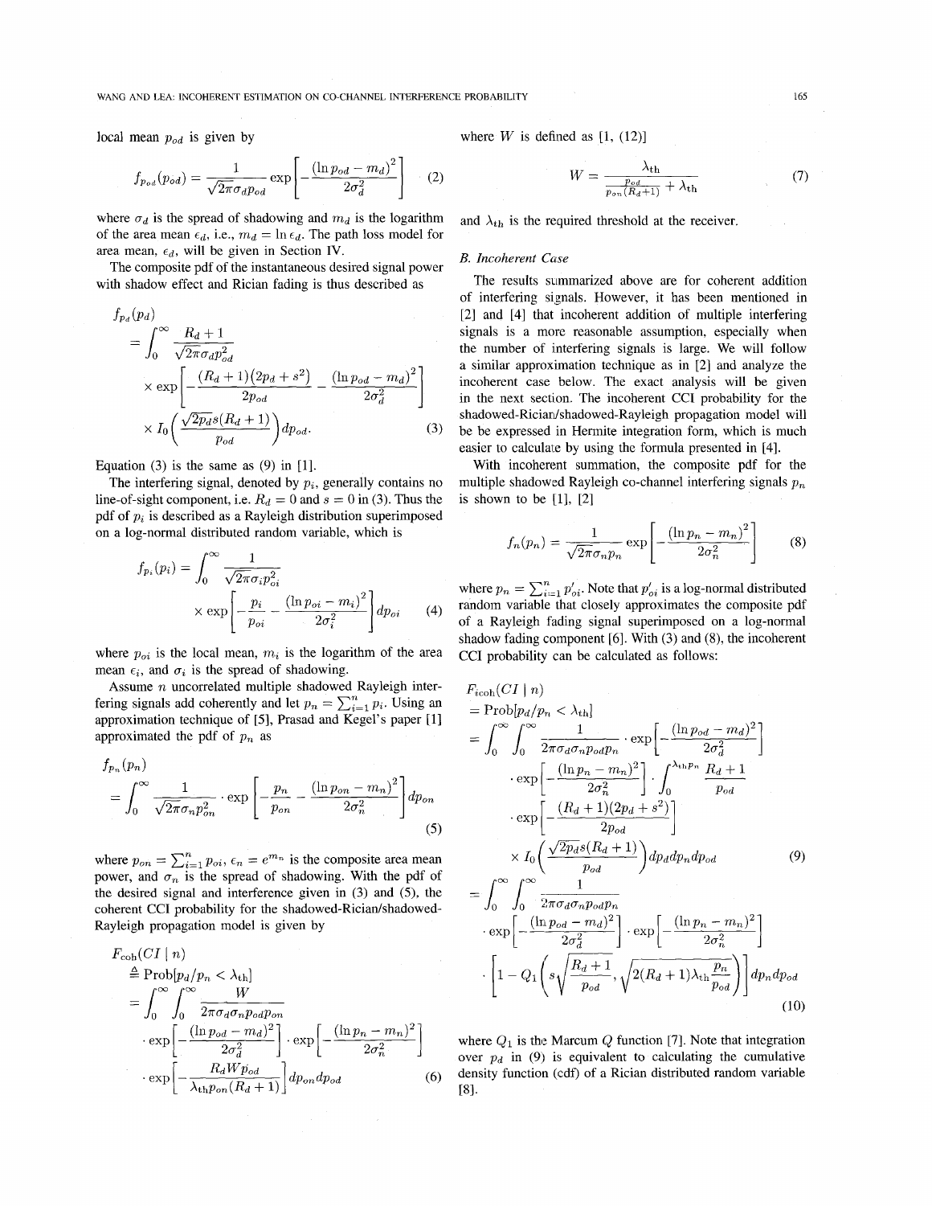local mean $p_{od}$ is given by

$$f_{p_{od}}(p_{od}) = \frac{1}{\sqrt{2\pi}\sigma_d p_{od}} \exp\left[-\frac{(\ln p_{od} - m_d)^2}{2\sigma_d^2}\right] \quad (2)$$

where $\sigma_d$ is the spread of shadowing and $m_d$ is the logarithm of the area mean $\epsilon_d$, i.e., $m_d = \ln \epsilon_d$. The path loss model for area mean, $\epsilon_d$, will be given in Section IV.

The composite pdf of the instantaneous desired signal power with shadow effect and Rician fading is thus described as

$$\begin{aligned} f_{p_d}(p_d) &= \int_0^\infty \frac{R_d + 1}{\sqrt{2\pi}\sigma_d p_{od}^2} \\ &\quad \times \exp\left[-\frac{(R_d+1)(2p_d + s^2)}{2p_{od}} - \frac{(\ln p_{od} - m_d)^2}{2\sigma_d^2}\right] \\ &\quad \times I_0\left(\frac{\sqrt{2p_d}s(R_d+1)}{p_{od}}\right) dp_{od}. \end{aligned} \quad (3)$$

Equation (3) is the same as (9) in [1].

The interfering signal, denoted by $p_i$, generally contains no line-of-sight component, i.e. $R_d = 0$ and $s = 0$ in (3). Thus the pdf of $p_i$ is described as a Rayleigh distribution superimposed on a log-normal distributed random variable, which is

$$\begin{aligned} f_{p_i}(p_i) &= \int_0^\infty \frac{1}{\sqrt{2\pi}\sigma_i p_{oi}^2} \\ &\quad \times \exp\left[-\frac{p_i}{p_{oi}} - \frac{(\ln p_{oi} - m_i)^2}{2\sigma_i^2}\right] dp_{oi} \end{aligned} \quad (4)$$

where $p_{oi}$ is the local mean, $m_i$ is the logarithm of the area mean $\epsilon_i$, and $\sigma_i$ is the spread of shadowing.

Assume $n$ uncorrelated multiple shadowed Rayleigh interfering signals add coherently and let $p_n = \sum_{i=1}^n p_i$. Using an approximation technique of [5], Prasad and Kegel's paper [1] approximated the pdf of $p_n$ as

$$\begin{aligned} &f_{p_n}(p_n) \\ &= \int_0^\infty \frac{1}{\sqrt{2\pi}\sigma_n p_{on}^2} \cdot \exp\left[-\frac{p_n}{p_{on}} - \frac{(\ln p_{on} - m_n)^2}{2\sigma_n^2}\right] dp_{on} \end{aligned} \quad (5)$$

where $p_{on} = \sum_{i=1}^n p_{oi}$, $\epsilon_n = e^{m_n}$ is the composite area mean power, and $\sigma_n$ is the spread of shadowing. With the pdf of the desired signal and interference given in (3) and (5), the coherent CCI probability for the shadowed-Rician/shadowed-Rayleigh propagation model is given by

$$\begin{aligned} &F_{\mathrm{coh}}(CI \mid n) \\ &\triangleq \mathrm{Prob}[p_d/p_n < \lambda_{\mathrm{th}}] \\ &= \int_0^\infty \int_0^\infty \frac{W}{2\pi\sigma_d\sigma_n p_{od} p_{on}} \\ &\quad \cdot \exp\left[-\frac{(\ln p_{od} - m_d)^2}{2\sigma_d^2}\right] \cdot \exp\left[-\frac{(\ln p_n - m_n)^2}{2\sigma_n^2}\right] \\ &\quad \cdot \exp\left[-\frac{R_d W p_{od}}{\lambda_{\mathrm{th}} p_{on}(R_d+1)}\right] dp_{on} dp_{od} \end{aligned} \quad (6)$$

where $W$ is defined as [1, (12)]

$$W = \frac{\lambda_{\mathrm{th}}}{\frac{p_{od}}{p_{on}(R_d+1)} + \lambda_{\mathrm{th}}} \quad (7)$$

and $\lambda_{th}$ is the required threshold at the receiver.

## B. Incoherent Case

The results summarized above are for coherent addition of interfering signals. However, it has been mentioned in [2] and [4] that incoherent addition of multiple interfering signals is a more reasonable assumption, especially when the number of interfering signals is large. We will follow a similar approximation technique as in [2] and analyze the incoherent case below. The exact analysis will be given in the next section. The incoherent CCI probability for the shadowed-Rician/shadowed-Rayleigh propagation model will be be expressed in Hermite integration form, which is much easier to calculate by using the formula presented in [4].

With incoherent summation, the composite pdf for the multiple shadowed Rayleigh co-channel interfering signals $p_n$ is shown to be [1], [2]

$$f_n(p_n) = \frac{1}{\sqrt{2\pi}\sigma_n p_n} \exp\left[-\frac{(\ln p_n - m_n)^2}{2\sigma_n^2}\right] \quad (8)$$

where $p_n = \sum_{i=1}^n p'_{oi}$. Note that $p'_{oi}$ is a log-normal distributed random variable that closely approximates the composite pdf of a Rayleigh fading signal superimposed on a log-normal shadow fading component [6]. With (3) and (8), the incoherent CCI probability can be calculated as follows:

$$\begin{aligned} &F_{i\mathrm{coh}}(CI \mid n) \\ &= \mathrm{Prob}[p_d/p_n < \lambda_{\mathrm{th}}] \\ &= \int_0^\infty \int_0^\infty \frac{1}{2\pi\sigma_d\sigma_n p_{od} p_n} \cdot \exp\left[-\frac{(\ln p_{od} - m_d)^2}{2\sigma_d^2}\right] \\ &\quad \cdot \exp\left[-\frac{(\ln p_n - m_n)^2}{2\sigma_n^2}\right] \cdot \int_0^{\lambda_{\mathrm{th}} p_n} \frac{R_d+1}{p_{od}} \\ &\quad \cdot \exp\left[-\frac{(R_d+1)(2p_d + s^2)}{2p_{od}}\right] \\ &\quad \times I_0\left(\frac{\sqrt{2p_d}s(R_d+1)}{p_{od}}\right) dp_d dp_n dp_{od} \end{aligned} \quad (9)$$

$$\begin{aligned} &= \int_0^\infty \int_0^\infty \frac{1}{2\pi\sigma_d\sigma_n p_{od} p_n} \\ &\quad \cdot \exp\left[-\frac{(\ln p_{od} - m_d)^2}{2\sigma_d^2}\right] \cdot \exp\left[-\frac{(\ln p_n - m_n)^2}{2\sigma_n^2}\right] \\ &\quad \cdot \left[1 - Q_1\left(s\sqrt{\frac{R_d+1}{p_{od}}}, \sqrt{2(R_d+1)\lambda_{\mathrm{th}}\frac{p_n}{p_{od}}}\right)\right] dp_n dp_{od} \end{aligned} \quad (10)$$

where $Q_1$ is the Marcum Q function [7]. Note that integration over $p_d$ in (9) is equivalent to calculating the cumulative density function (cdf) of a Rician distributed random variable [8].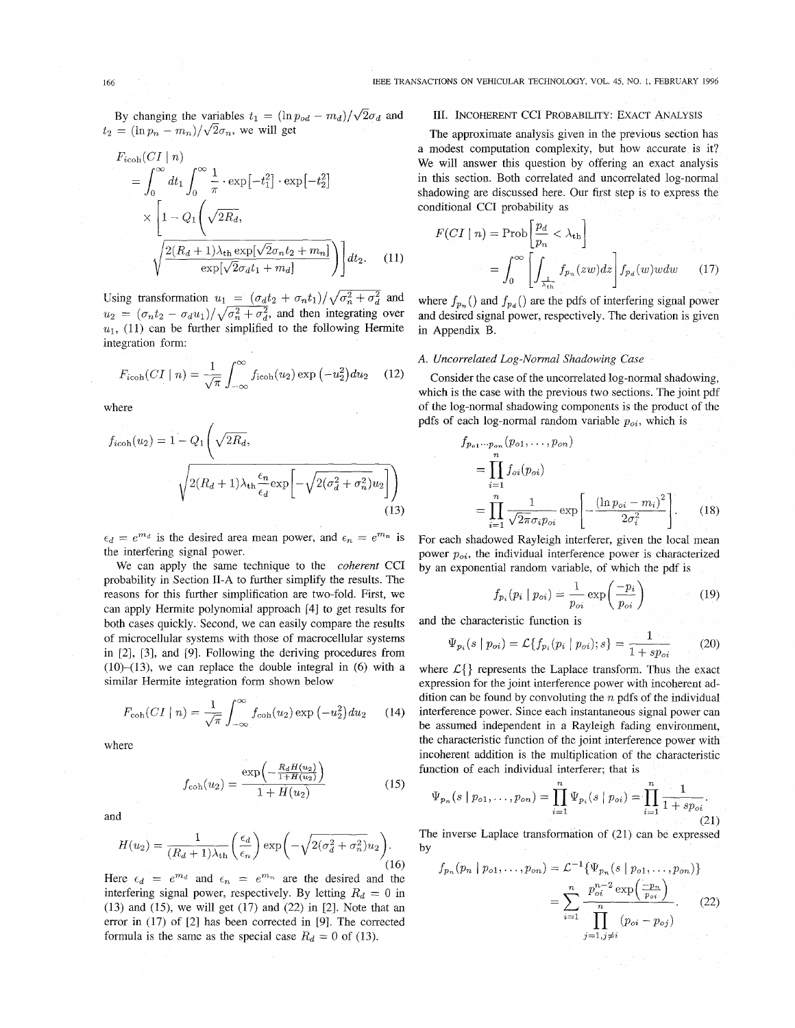By changing the variables $t_1 = (\ln p_{od} - m_d)/\sqrt{2}\sigma_d$ and $t_2 = (\ln p_n - m_n)/\sqrt{2}\sigma_n$, we will get

$$
\begin{aligned}
F_{\text{icoh}}&(CI \mid n) \\
&= \int_0^\infty dt_1 \int_0^\infty \frac{1}{\pi} \cdot \exp[-t_1^2] \cdot \exp[-t_2^2] \\
&\times \left[ 1 - Q_1\left( \sqrt{2R_d}, \right.\right. \\
&\left.\left. \sqrt{\frac{2(R_d+1)\lambda_{\text{th}} \exp[\sqrt{2}\sigma_n t_2 + m_n]}{\exp[\sqrt{2}\sigma_d t_1 + m_d]}} \right) \right] dt_2. \quad (11)
\end{aligned}
$$

Using transformation $u_1 = (\sigma_d t_2 + \sigma_n t_1)/\sqrt{\sigma_n^2 + \sigma_d^2}$ and $u_2 = (\sigma_n t_2 - \sigma_d u_1)/\sqrt{\sigma_n^2 + \sigma_d^2}$, and then integrating over $u_1$, (11) can be further simplified to the following Hermite integration form:

$$
F_{\text{icoh}}(CI \mid n) = \frac{1}{\sqrt{\pi}} \int_{-\infty}^{\infty} f_{\text{icoh}}(u_2) \exp\left(-u_2^2\right) du_2 \quad (12)
$$

where

$$
\begin{aligned}
f_{\text{icoh}}(u_2) = 1 - Q_1&\left( \sqrt{2R_d}, \right. \\
&\left. \sqrt{2(R_d+1)\lambda_{\text{th}} \frac{\epsilon_n}{\epsilon_d} \exp\left[-\sqrt{2(\sigma_d^2 + \sigma_n^2)} u_2\right]} \right)
\end{aligned} \quad (13)
$$

$\epsilon_d = e^{m_d}$ is the desired area mean power, and $\epsilon_n = e^{m_n}$ is the interfering signal power.

We can apply the same technique to the *coherent* CCI probability in Section II-A to further simplify the results. The reasons for this further simplification are two-fold. First, we can apply Hermite polynomial approach [4] to get results for both cases quickly. Second, we can easily compare the results of microcellular systems with those of macrocellular systems in [2], [3], and [9]. Following the deriving procedures from (10)–(13), we can replace the double integral in (6) with a similar Hermite integration form shown below

$$
F_{\text{coh}}(CI \mid n) = \frac{1}{\sqrt{\pi}} \int_{-\infty}^{\infty} f_{\text{coh}}(u_2) \exp\left(-u_2^2\right) du_2 \quad (14)
$$

where

$$
f_{\text{coh}}(u_2) = \frac{\exp\left(-\frac{R_d H(u_2)}{1 + H(u_2)}\right)}{1 + H(u_2)} \quad (15)
$$

and

$$
H(u_2) = \frac{1}{(R_d+1)\lambda_{\text{th}}} \left(\frac{\epsilon_d}{\epsilon_n}\right) \exp\left(-\sqrt{2(\sigma_d^2 + \sigma_n^2)} u_2\right). \quad (16)
$$

Here $\epsilon_d = e^{m_d}$ and $\epsilon_n = e^{m_n}$ are the desired and the interfering signal power, respectively. By letting $R_d = 0$ in (13) and (15), we will get (17) and (22) in [2]. Note that an error in (17) of [2] has been corrected in [9]. The corrected formula is the same as the special case $R_d = 0$ of (13).

## III. Incoherent CCI Probability: Exact Analysis

The approximate analysis given in the previous section has a modest computation complexity, but how accurate is it? We will answer this question by offering an exact analysis in this section. Both correlated and uncorrelated log-normal shadowing are discussed here. Our first step is to express the conditional CCI probability as

$$
\begin{aligned}
F(CI \mid n) &= \text{Prob}\left[\frac{p_d}{p_n} < \lambda_{\text{th}}\right] \\
&= \int_0^\infty \left[\int_{\frac{1}{\lambda_{\text{th}}}} f_{p_n}(zw) dz\right] f_{p_d}(w) w dw
\end{aligned} \quad (17)
$$

where $f_{p_n}()$ and $f_{p_d}()$ are the pdfs of interfering signal power and desired signal power, respectively. The derivation is given in Appendix B.

### A. Uncorrelated Log-Normal Shadowing Case

Consider the case of the uncorrelated log-normal shadowing, which is the case with the previous two sections. The joint pdf of the log-normal shadowing components is the product of the pdfs of each log-normal random variable $p_{oi}$, which is

$$
\begin{aligned}
f_{p_{o1} \cdots p_{on}}&(p_{o1}, \ldots, p_{on}) \\
&= \prod_{i=1}^{n} f_{oi}(p_{oi}) \\
&= \prod_{i=1}^{n} \frac{1}{\sqrt{2\pi}\sigma_i p_{oi}} \exp\left[-\frac{(\ln p_{oi} - m_i)^2}{2\sigma_i^2}\right].
\end{aligned} \quad (18)
$$

For each shadowed Rayleigh interferer, given the local mean power $p_{oi}$, the individual interference power is characterized by an exponential random variable, of which the pdf is

$$
f_{p_i}(p_i \mid p_{oi}) = \frac{1}{p_{oi}} \exp\left(\frac{-p_i}{p_{oi}}\right) \quad (19)
$$

and the characteristic function is

$$
\Psi_{p_i}(s \mid p_{oi}) = \mathcal{L}\{f_{p_i}(p_i \mid p_{oi}); s\} = \frac{1}{1 + s p_{oi}} \quad (20)
$$

where $\mathcal{L}\{\}$ represents the Laplace transform. Thus the exact expression for the joint interference power with incoherent addition can be found by convoluting the $n$ pdfs of the individual interference power. Since each instantaneous signal power can be assumed independent in a Rayleigh fading environment, the characteristic function of the joint interference power with incoherent addition is the multiplication of the characteristic function of each individual interferer; that is

$$
\Psi_{p_n}(s \mid p_{o1}, \ldots, p_{on}) = \prod_{i=1}^{n} \Psi_{p_i}(s \mid p_{oi}) = \prod_{i=1}^{n} \frac{1}{1 + s p_{oi}}. \quad (21)
$$

The inverse Laplace transformation of (21) can be expressed by

$$
\begin{aligned}
f_{p_n}(p_n \mid p_{o1}, \ldots, p_{on}) &= \mathcal{L}^{-1}\{\Psi_{p_n}(s \mid p_{o1}, \ldots, p_{on})\} \\
&= \sum_{i=1}^{n} \frac{p_{oi}^{n-2} \exp\left(\frac{-p_n}{p_{oi}}\right)}{\prod_{j=1, j \neq i}^{n} (p_{oi} - p_{oj})}.
\end{aligned} \quad (22)
$$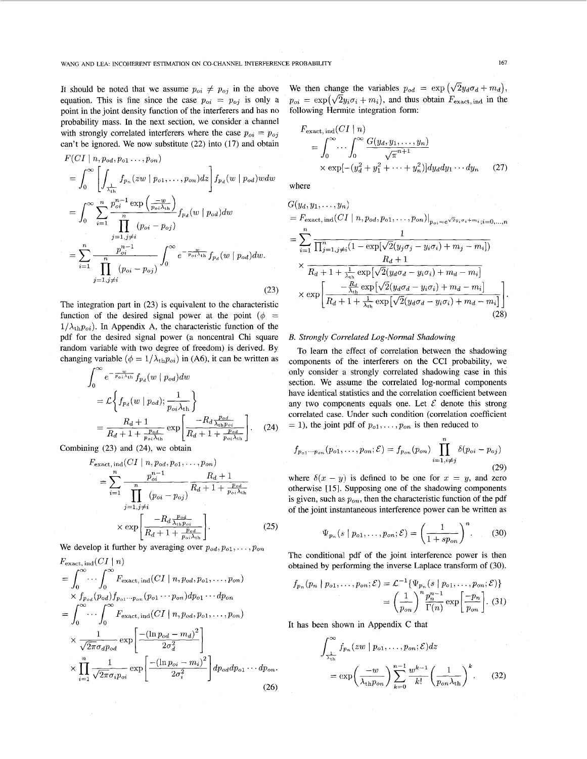It should be noted that we assume $p_{oi} \neq p_{oj}$ in the above equation. This is fine since the case $p_{oi} = p_{oj}$ is only a point in the joint density function of the interferers and has no probability mass. In the next section, we consider a channel with strongly correlated interferers where the case $p_{oi} = p_{oj}$ can't be ignored. We now substitute (22) into (17) and obtain

$$
\begin{aligned}
&F(CI \mid n, p_{od}, p_{o1} \ldots, p_{on}) \\
&= \int_0^\infty \left[ \int_{\frac{1}{\lambda_{\text{th}}}} f_{p_n}(zw \mid p_{o1}, \ldots, p_{on}) dz \right] f_{p_d}(w \mid p_{od}) w dw \\
&= \int_0^\infty \sum_{i=1}^{n} \frac{p_{oi}^{n-1} \exp\left(\frac{-w}{p_{oi}\lambda_{\text{th}}}\right)}{\prod_{j=1, j\neq i}^{n} (p_{oi} - p_{oj})} f_{p_d}(w \mid p_{od}) dw \\
&= \sum_{i=1}^{n} \frac{p_{oi}^{n-1}}{\prod_{j=1, j\neq i}^{n} (p_{oi} - p_{oj})} \int_0^\infty e^{-\frac{w}{p_{oi}\lambda_{\text{th}}}} f_{p_d}(w \mid p_{od}) dw.
\end{aligned}
\tag{23}
$$

The integration part in (23) is equivalent to the characteristic function of the desired signal power at the point ($\phi = 1/\lambda_{\text{th}} p_{oi}$). In Appendix A, the characteristic function of the pdf for the desired signal power (a noncentral Chi square random variable with two degree of freedom) is derived. By changing variable ($\phi = 1/\lambda_{\text{th}} p_{oi}$) in (A6), it can be written as

$$
\begin{aligned}
&\int_0^\infty e^{-\frac{w}{p_{oi}\lambda_{\text{th}}}} f_{p_d}(w \mid p_{od}) dw \\
&= \mathcal{L}\left\{ f_{p_d}(w \mid p_{od}); \frac{1}{p_{oi}\lambda_{\text{th}}} \right\} \\
&= \frac{R_d + 1}{R_d + 1 + \frac{p_{od}}{p_{oi}\lambda_{\text{th}}}} \exp\left[ \frac{-R_d \frac{p_{od}}{\lambda_{\text{th}} p_{oi}}}{R_d + 1 + \frac{p_{od}}{p_{oi}\lambda_{\text{th}}}} \right].
\end{aligned}
\tag{24}
$$

Combining (23) and (24), we obtain

$$
\begin{aligned}
&F_{\text{exact, ind}}(CI \mid n, p_{od}, p_{o1}, \ldots, p_{on}) \\
&= \sum_{i=1}^{n} \frac{p_{oi}^{n-1}}{\prod_{j=1, j\neq i}^{n} (p_{oi} - p_{oj})} \frac{R_d + 1}{R_d + 1 + \frac{p_{od}}{p_{oi}\lambda_{\text{th}}}} \\
&\quad \times \exp\left[ \frac{-R_d \frac{p_{od}}{\lambda_{\text{th}} p_{oi}}}{R_d + 1 + \frac{p_{od}}{p_{oi}\lambda_{\text{th}}}} \right].
\end{aligned}
\tag{25}
$$

We develop it further by averaging over $p_{od}, p_{o1}, \ldots, p_{on}$

$$
\begin{aligned}
&F_{\text{exact, ind}}(CI \mid n) \\
&= \int_0^\infty \cdots \int_0^\infty F_{\text{exact, ind}}(CI \mid n, p_{od}, p_{o1}, \ldots, p_{on}) \\
&\quad \times f_{p_{od}}(p_{od}) f_{p_{o1} \cdots p_{on}}(p_{o1} \cdots p_{on}) dp_{o1} \cdots dp_{on} \\
&= \int_0^\infty \cdots \int_0^\infty F_{\text{exact, ind}}(CI \mid n, p_{od}, p_{o1}, \ldots, p_{on}) \\
&\quad \times \frac{1}{\sqrt{2\pi}\sigma_d p_{od}} \exp\left[ \frac{-(\ln p_{od} - m_d)^2}{2\sigma_d^2} \right] \\
&\quad \times \prod_{i=1}^{n} \frac{1}{\sqrt{2\pi}\sigma_i p_{oi}} \exp\left[ \frac{-(\ln p_{oi} - m_i)^2}{2\sigma_i^2} \right] dp_{od} dp_{o1} \cdots dp_{on}.
\end{aligned}
\tag{26}
$$

We then change the variables $p_{od} = \exp\left(\sqrt{2} y_d \sigma_d + m_d\right)$, $p_{oi} = \exp\left(\sqrt{2} y_i \sigma_i + m_i\right)$, and thus obtain $F_{\text{exact, ind}}$ in the following Hermite integration form:

$$
\begin{aligned}
&F_{\text{exact, ind}}(CI \mid n) \\
&= \int_0^\infty \cdots \int_0^\infty \frac{G(y_d, y_1, \ldots, y_n)}{\sqrt{\pi}^{n+1}} \\
&\quad \times \exp[-(y_d^2 + y_1^2 + \cdots + y_n^2)] dy_d dy_1 \cdots dy_n
\end{aligned}
\tag{27}
$$

where

$$
\begin{aligned}
&G(y_d, y_1, \ldots, y_n) \\
&= F_{\text{exact, ind}}(CI \mid n, p_{od}, p_{o1}, \ldots, p_{on})|_{p_{oi} = e^{\sqrt{2} y_i \sigma_i + m_i}; i=0,\ldots,n} \\
&= \sum_{i=1}^{n} \frac{1}{\prod_{j=1, j\neq i}^{n} (1 - \exp[\sqrt{2}(y_j \sigma_j - y_i \sigma_i) + m_j - m_i])} \\
&\quad \times \frac{R_d + 1}{R_d + 1 + \frac{1}{\lambda_{\text{th}}} \exp\left[\sqrt{2}(y_d \sigma_d - y_i \sigma_i) + m_d - m_i\right]} \\
&\quad \times \exp\left[ \frac{-\frac{R_d}{\lambda_{\text{th}}} \exp\left[\sqrt{2}(y_d \sigma_d - y_i \sigma_i) + m_d - m_i\right]}{R_d + 1 + \frac{1}{\lambda_{\text{th}}} \exp\left[\sqrt{2}(y_d \sigma_d - y_i \sigma_i) + m_d - m_i\right]} \right].
\end{aligned}
\tag{28}
$$

### B. Strongly Correlated Log-Normal Shadowing

To learn the effect of correlation between the shadowing components of the interferers on the CCI probability, we only consider a strongly correlated shadowing case in this section. We assume the correlated log-normal components have identical statistics and the correlation coefficient between any two components equals one. Let $\mathcal{E}$ denote this strong correlated case. Under such condition (correlation coefficient $= 1$), the joint pdf of $p_{o1}, \ldots, p_{on}$ is then reduced to

$$
f_{p_{o1} \cdots p_{on}}(p_{o1}, \ldots, p_{on}; \mathcal{E}) = f_{p_{on}}(p_{on}) \prod_{i=1, i\neq j}^{n} \delta(p_{oi} - p_{oj})
\tag{29}
$$

where $\delta(x - y)$ is defined to be one for $x = y$, and zero otherwise [15]. Supposing one of the shadowing components is given, such as $p_{on}$, then the characteristic function of the pdf of the joint instantaneous interference power can be written as

$$
\Psi_{p_n}(s \mid p_{o1}, \ldots, p_{on}; \mathcal{E}) = \left( \frac{1}{1 + s p_{on}} \right)^n.
\tag{30}
$$

The conditional pdf of the joint interference power is then obtained by performing the inverse Laplace transform of (30).

$$
\begin{aligned}
f_{p_n}(p_n \mid p_{o1}, \ldots, p_{on}; \mathcal{E}) &= \mathcal{L}^{-1}\{\Psi_{p_n}(s \mid p_{o1}, \ldots, p_{on}; \mathcal{E})\} \\
&= \left( \frac{1}{p_{on}} \right)^n \frac{p_n^{n-1}}{\Gamma(n)} \exp\left[ \frac{-p_n}{p_{on}} \right].
\end{aligned}
\tag{31}
$$

It has been shown in Appendix C that

$$
\begin{aligned}
&\int_{\frac{1}{\lambda_{\text{th}}}}^\infty f_{p_n}(zw \mid p_{o1}, \ldots, p_{on}; \mathcal{E}) dz \\
&= \exp\left( \frac{-w}{\lambda_{\text{th}} p_{on}} \right) \sum_{k=0}^{n-1} \frac{w^{k-1}}{k!} \left( \frac{1}{p_{on}\lambda_{\text{th}}} \right)^k.
\end{aligned}
\tag{32}
$$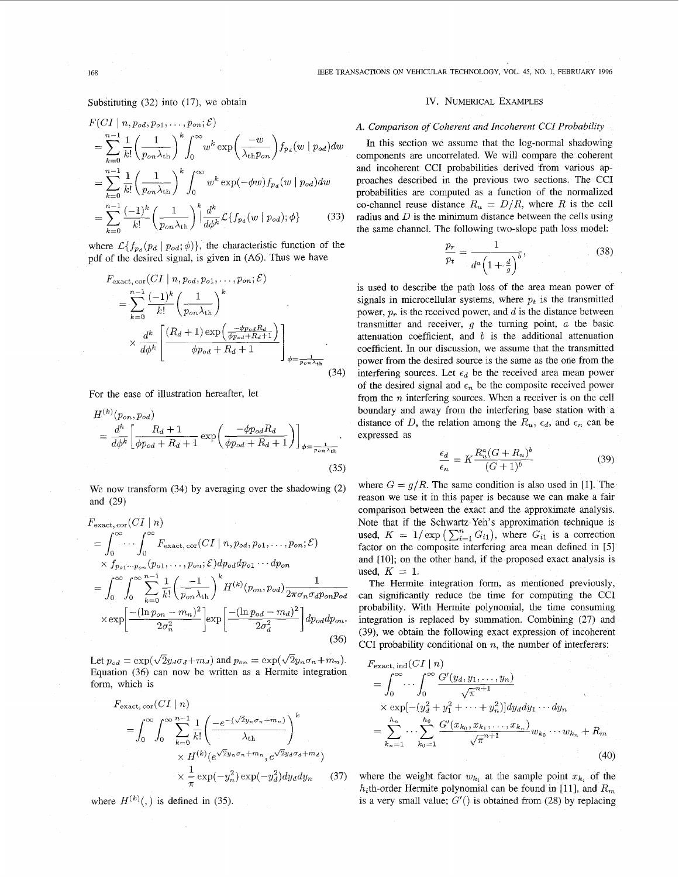Substituting (32) into (17), we obtain

$$
\begin{aligned}
F(CI \mid n, p_{od}, p_{o1}, \ldots, p_{on}; \mathcal{E})
&= \sum_{k=0}^{n-1} \frac{1}{k!}\left(\frac{1}{p_{on}\lambda_{\text{th}}}\right)^k \int_0^\infty w^k \exp\left(\frac{-w}{\lambda_{\text{th}} p_{on}}\right) f_{p_d}(w \mid p_{od}) dw \\
&= \sum_{k=0}^{n-1} \frac{1}{k!}\left(\frac{1}{p_{on}\lambda_{\text{th}}}\right)^k \int_0^\infty w^k \exp(-\phi w) f_{p_d}(w \mid p_{od}) dw \\
&= \sum_{k=0}^{n-1} \frac{(-1)^k}{k!}\left(\frac{1}{p_{on}\lambda_{\text{th}}}\right)^k \frac{d^k}{d\phi^k}\mathcal{L}\{f_{p_d}(w \mid p_{od}); \phi\}
\end{aligned} \tag{33}
$$

where $\mathcal{L}\{f_{p_d}(p_d \mid p_{od}; \phi)\}$, the characteristic function of the pdf of the desired signal, is given in (A6). Thus we have

$$
\begin{aligned}
F_{\text{exact, cor}}(CI \mid n, p_{od}, p_{o1}, \ldots, p_{on}; \mathcal{E})
&= \sum_{k=0}^{n-1} \frac{(-1)^k}{k!}\left(\frac{1}{p_{on}\lambda_{\text{th}}}\right)^k \\
&\quad \times \frac{d^k}{d\phi^k}\left[\frac{(R_d+1)\exp\left(\frac{-\phi p_{od} R_d}{\phi p_{od}+R_d+1}\right)}{\phi p_{od}+R_d+1}\right]_{\phi=\frac{1}{p_{on}\lambda_{\text{th}}}}.
\end{aligned} \tag{34}
$$

For the ease of illustration hereafter, let

$$
H^{(k)}(p_{on}, p_{od}) = \frac{d^k}{d\phi^k}\left[\frac{R_d+1}{\phi p_{od}+R_d+1}\exp\left(\frac{-\phi p_{od} R_d}{\phi p_{od}+R_d+1}\right)\right]_{\phi=\frac{1}{p_{on}\lambda_{\text{th}}}}. \tag{35}
$$

We now transform (34) by averaging over the shadowing (2) and (29)

$$
\begin{aligned}
F_{\text{exact, cor}}(CI \mid n)
&= \int_0^\infty \cdots \int_0^\infty F_{\text{exact, cor}}(CI \mid n, p_{od}, p_{o1}, \ldots, p_{on}; \mathcal{E}) \\
&\quad \times f_{p_{o1}\cdots p_{on}}(p_{o1}, \ldots, p_{on}; \mathcal{E}) dp_{od} dp_{o1} \cdots dp_{on} \\
&= \int_0^\infty \int_0^\infty \sum_{k=0}^{n-1} \frac{1}{k!}\left(\frac{-1}{p_{on}\lambda_{\text{th}}}\right)^k H^{(k)}(p_{on}, p_{od}) \frac{1}{2\pi\sigma_n\sigma_d p_{on} p_{od}} \\
&\quad \times \exp\left[\frac{-(\ln p_{on} - m_n)^2}{2\sigma_n^2}\right] \exp\left[\frac{-(\ln p_{od} - m_d)^2}{2\sigma_d^2}\right] dp_{od} dp_{on}.
\end{aligned} \tag{36}
$$

Let $p_{od} = \exp(\sqrt{2}y_d\sigma_d + m_d)$ and $p_{on} = \exp(\sqrt{2}y_n\sigma_n + m_n)$. Equation (36) can now be written as a Hermite integration form, which is

$$
\begin{aligned}
F_{\text{exact, cor}}(CI \mid n)
&= \int_0^\infty \int_0^\infty \sum_{k=0}^{n-1} \frac{1}{k!}\left(\frac{-e^{-(\sqrt{2}y_n\sigma_n + m_n)}}{\lambda_{\text{th}}}\right)^k \\
&\quad \times H^{(k)}\left(e^{\sqrt{2}y_n\sigma_n + m_n}, e^{\sqrt{2}y_d\sigma_d + m_d}\right) \\
&\quad \times \frac{1}{\pi}\exp(-y_n^2)\exp(-y_d^2) dy_d dy_n
\end{aligned} \tag{37}
$$

where $H^{(k)}(,)$ is defined in (35).

## IV. Numerical Examples

### A. Comparison of Coherent and Incoherent CCI Probability

In this section we assume that the log-normal shadowing components are uncorrelated. We will compare the coherent and incoherent CCI probabilities derived from various approaches described in the previous two sections. The CCI probabilities are computed as a function of the normalized co-channel reuse distance $R_u = D/R$, where $R$ is the cell radius and $D$ is the minimum distance between the cells using the same channel. The following two-slope path loss model:

$$
\frac{p_r}{p_t} = \frac{1}{d^a\left(1+\frac{d}{g}\right)^b}, \tag{38}
$$

is used to describe the path loss of the area mean power of signals in microcellular systems, where $p_t$ is the transmitted power, $p_r$ is the received power, and $d$ is the distance between transmitter and receiver, $g$ the turning point, $a$ the basic attenuation coefficient, and $b$ is the additional attenuation coefficient. In our discussion, we assume that the transmitted power from the desired source is the same as the one from the interfering sources. Let $\epsilon_d$ be the received area mean power of the desired signal and $\epsilon_n$ be the composite received power from the $n$ interfering sources. When a receiver is on the cell boundary and away from the interfering base station with a distance of $D$, the relation among the $R_u$, $\epsilon_d$, and $\epsilon_n$ can be expressed as

$$
\frac{\epsilon_d}{\epsilon_n} = K\frac{R_u^a(G+R_u)^b}{(G+1)^b} \tag{39}
$$

where $G = g/R$. The same condition is also used in [1]. The reason we use it in this paper is because we can make a fair comparison between the exact and the approximate analysis. Note that if the Schwartz-Yeh's approximation technique is used, $K = 1/\exp\left(\sum_{i=1}^n G_{i1}\right)$, where $G_{i1}$ is a correction factor on the composite interfering area mean defined in [5] and [10]; on the other hand, if the proposed exact analysis is used, $K = 1$.

The Hermite integration form, as mentioned previously, can significantly reduce the time for computing the CCI probability. With Hermite polynomial, the time consuming integration is replaced by summation. Combining (27) and (39), we obtain the following exact expression of incoherent CCI probability conditional on $n$, the number of interferers:

$$
\begin{aligned}
F_{\text{exact, ind}}(CI \mid n)
&= \int_0^\infty \cdots \int_0^\infty \frac{G'(y_d, y_1, \ldots, y_n)}{\sqrt{\pi}^{n+1}} \\
&\quad \times \exp[-(y_d^2 + y_1^2 + \cdots + y_n^2)] dy_d dy_1 \cdots dy_n \\
&= \sum_{k_n=1}^{h_n} \cdots \sum_{k_0=1}^{h_0} \frac{G'(x_{k_0}, x_{k_1}, \ldots, x_{k_n})}{\sqrt{\pi}^{n+1}} w_{k_0} \cdots w_{k_n} + R_m
\end{aligned} \tag{40}
$$

where the weight factor $w_{k_i}$ at the sample point $x_{k_i}$ of the $h_i$th-order Hermite polynomial can be found in [11], and $R_m$ is a very small value; $G'()$ is obtained from (28) by replacing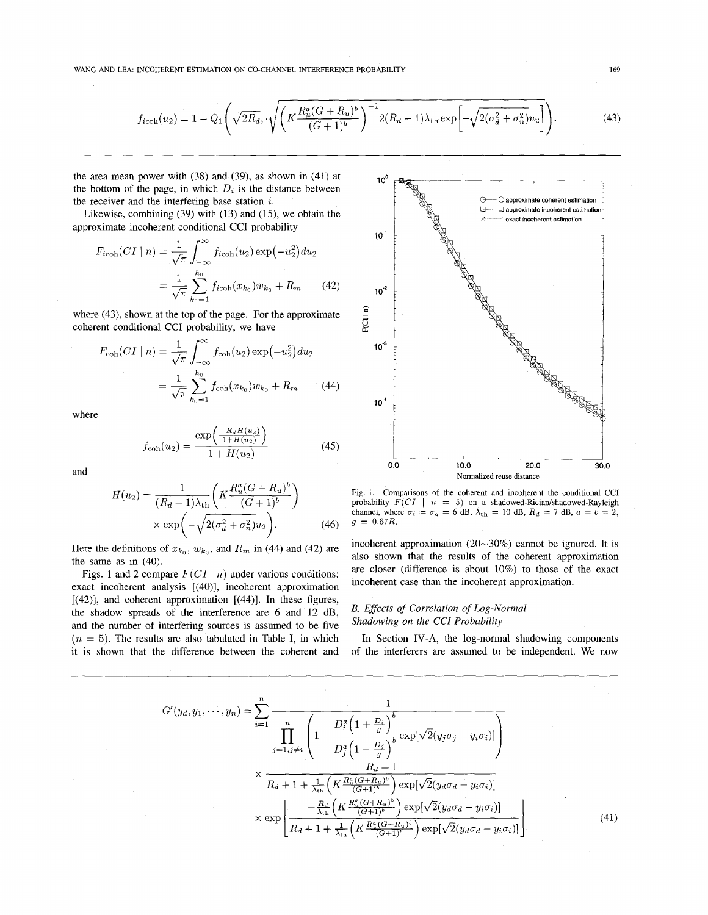$$f_{icoh}(u_2) = 1 - Q_1\left(\sqrt{2R_d}, \cdot \sqrt{\left(K\frac{R_u^a(G+R_u)^b}{(G+1)^b}\right)^{-1} 2(R_d+1)\lambda_{\text{th}} \exp\left[-\sqrt{2(\sigma_d^2+\sigma_n^2)}u_2\right]}\right). \tag{43}$$

the area mean power with (38) and (39), as shown in (41) at the bottom of the page, in which $D_i$ is the distance between the receiver and the interfering base station $i$.

Likewise, combining (39) with (13) and (15), we obtain the approximate incoherent conditional CCI probability

$$\begin{aligned} F_{icoh}(CI \mid n) &= \frac{1}{\sqrt{\pi}} \int_{-\infty}^{\infty} f_{icoh}(u_2) \exp\left(-u_2^2\right) du_2 \\ &= \frac{1}{\sqrt{\pi}} \sum_{k_0=1}^{h_0} f_{icoh}(x_{k_0}) w_{k_0} + R_m \end{aligned} \tag{42}$$

where (43), shown at the top of the page. For the approximate coherent conditional CCI probability, we have

$$\begin{aligned} F_{coh}(CI \mid n) &= \frac{1}{\sqrt{\pi}} \int_{-\infty}^{\infty} f_{coh}(u_2) \exp\left(-u_2^2\right) du_2 \\ &= \frac{1}{\sqrt{\pi}} \sum_{k_0=1}^{h_0} f_{coh}(x_{k_0}) w_{k_0} + R_m \end{aligned} \tag{44}$$

where

$$f_{coh}(u_2) = \frac{\exp\left(\frac{-R_d H(u_2)}{1+H(u_2)}\right)}{1+H(u_2)} \tag{45}$$

and

$$\begin{aligned} H(u_2) = &\frac{1}{(R_d+1)\lambda_{\text{th}}} \left(K\frac{R_u^a(G+R_u)^b}{(G+1)^b}\right) \\ &\times \exp\left(-\sqrt{2(\sigma_d^2+\sigma_n^2)}u_2\right). \end{aligned} \tag{46}$$

Here the definitions of $x_{k_0}$, $w_{k_0}$, and $R_m$ in (44) and (42) are the same as in (40).

Figs. 1 and 2 compare $F(CI \mid n)$ under various conditions: exact incoherent analysis [(40)], incoherent approximation [(42)], and coherent approximation [(44)]. In these figures, the shadow spreads of the interference are 6 and 12 dB, and the number of interfering sources is assumed to be five ($n = 5$). The results are also tabulated in Table I, in which it is shown that the difference between the coherent and incoherent approximation (20~30%) cannot be ignored. It is also shown that the results of the coherent approximation are closer (difference is about 10%) to those of the exact incoherent case than the incoherent approximation.

Fig. 1. Comparisons of the coherent and incoherent the conditional CCI probability $F(CI \mid n = 5)$ on a shadowed-Rician/shadowed-Rayleigh channel, where $\sigma_i = \sigma_d = 6$ dB, $\lambda_{\text{th}} = 10$ dB, $R_d = 7$ dB, $a = b = 2$, $g = 0.67R$.

### B. Effects of Correlation of Log-Normal Shadowing on the CCI Probability

In Section IV-A, the log-normal shadowing components of the interferers are assumed to be independent. We now

$$\begin{aligned} G'(y_d, y_1, \cdots, y_n) = &\sum_{i=1}^{n} \frac{1}{\prod_{j=1, j\neq i}^{n} \left(1 - \frac{D_i^a\left(1+\frac{D_i}{g}\right)^b}{D_j^a\left(1+\frac{D_j}{g}\right)^b} \exp[\sqrt{2}(y_j\sigma_j - y_i\sigma_i)]\right)} \\ &\times \frac{R_d+1}{R_d+1+\frac{1}{\lambda_{\text{th}}}\left(K\frac{R_u^a(G+R_u)^b}{(G+1)^b}\right)\exp[\sqrt{2}(y_d\sigma_d - y_i\sigma_i)]} \\ &\times \exp\left[\frac{-\frac{R_d}{\lambda_{\text{th}}}\left(K\frac{R_u^a(G+R_u)^b}{(G+1)^b}\right)\exp[\sqrt{2}(y_d\sigma_d - y_i\sigma_i)]}{R_d+1+\frac{1}{\lambda_{\text{th}}}\left(K\frac{R_u^a(G+R_u)^b}{(G+1)^b}\right)\exp[\sqrt{2}(y_d\sigma_d - y_i\sigma_i)]}\right] \end{aligned} \tag{41}$$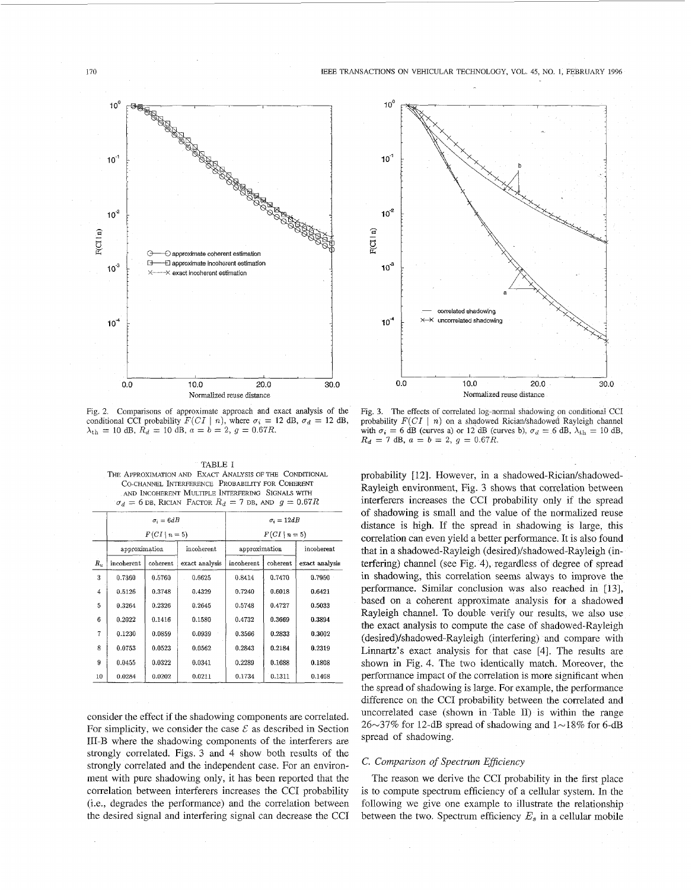Fig. 2. Comparisons of approximate approach and exact analysis of the conditional CCI probability $F(CI \mid n)$, where $\sigma_i = 12$ dB, $\sigma_d = 12$ dB, $\lambda_{th} = 10$ dB, $R_d = 10$ dB, $a = b = 2$, $g = 0.67R$.

Fig. 3. The effects of correlated log-normal shadowing on conditional CCI probability $F(CI \mid n)$ on a shadowed Rician/shadowed Rayleigh channel with $\sigma_i = 6$ dB (curves a) or 12 dB (curves b), $\sigma_d = 6$ dB, $\lambda_{th} = 10$ dB, $R_d = 7$ dB, $a = b = 2$, $g = 0.67R$.

TABLE I
THE APPROXIMATION AND EXACT ANALYSIS OF THE CONDITIONAL CO-CHANNEL INTERFERENCE PROBABILITY FOR COHERENT AND INCOHERENT MULTIPLE INTERFERING SIGNALS WITH $\sigma_d = 6$ dB, RICIAN FACTOR $R_d = 7$ dB, AND $g = 0.67R$

| | $\sigma_i = 6dB$ | | | $\sigma_i = 12dB$ | | |
|---|---|---|---|---|---|---|
| | $F(CI \mid n = 5)$ | | | $F(CI \mid n = 5)$ | | |
| | approximation | | incoherent | approximation | | incoherent |
| $R_u$ | incoherent | coherent | exact analysis | incoherent | coherent | exact analysis |
| 3 | 0.7360 | 0.5760 | 0.6625 | 0.8414 | 0.7470 | 0.7950 |
| 4 | 0.5126 | 0.3748 | 0.4329 | 0.7240 | 0.6018 | 0.6421 |
| 5 | 0.3264 | 0.2326 | 0.2645 | 0.5748 | 0.4727 | 0.5033 |
| 6 | 0.2022 | 0.1416 | 0.1580 | 0.4732 | 0.3669 | 0.3894 |
| 7 | 0.1230 | 0.0859 | 0.0939 | 0.3566 | 0.2833 | 0.3002 |
| 8 | 0.0753 | 0.0523 | 0.0562 | 0.2843 | 0.2184 | 0.2319 |
| 9 | 0.0455 | 0.0322 | 0.0341 | 0.2289 | 0.1688 | 0.1808 |
| 10 | 0.0284 | 0.0202 | 0.0211 | 0.1734 | 0.1311 | 0.1408 |

consider the effect if the shadowing components are correlated. For simplicity, we consider the case $\mathcal{E}$ as described in Section III-B where the shadowing components of the interferers are strongly correlated. Figs. 3 and 4 show both results of the strongly correlated and the independent case. For an environment with pure shadowing only, it has been reported that the correlation between interferers increases the CCI probability (i.e., degrades the performance) and the correlation between the desired signal and interfering signal can decrease the CCI probability [12]. However, in a shadowed-Rician/shadowed-Rayleigh environment, Fig. 3 shows that correlation between interferers increases the CCI probability only if the spread of shadowing is small and the value of the normalized reuse distance is high. If the spread in shadowing is large, this correlation can even yield a better performance. It is also found that in a shadowed-Rayleigh (desired)/shadowed-Rayleigh (interfering) channel (see Fig. 4), regardless of degree of spread in shadowing, this correlation seems always to improve the performance. Similar conclusion was also reached in [13], based on a coherent approximate analysis for a shadowed Rayleigh channel. To double verify our results, we also use the exact analysis to compute the case of shadowed-Rayleigh (desired)/shadowed-Rayleigh (interfering) and compare with Linnartz's exact analysis for that case [4]. The results are shown in Fig. 4. The two identically match. Moreover, the performance impact of the correlation is more significant when the spread of shadowing is large. For example, the performance difference on the CCI probability between the correlated and uncorrelated case (shown in Table II) is within the range 26~37% for 12-dB spread of shadowing and 1~18% for 6-dB spread of shadowing.

### C. Comparison of Spectrum Efficiency

The reason we derive the CCI probability in the first place is to compute spectrum efficiency of a cellular system. In the following we give one example to illustrate the relationship between the two. Spectrum efficiency $E_s$ in a cellular mobile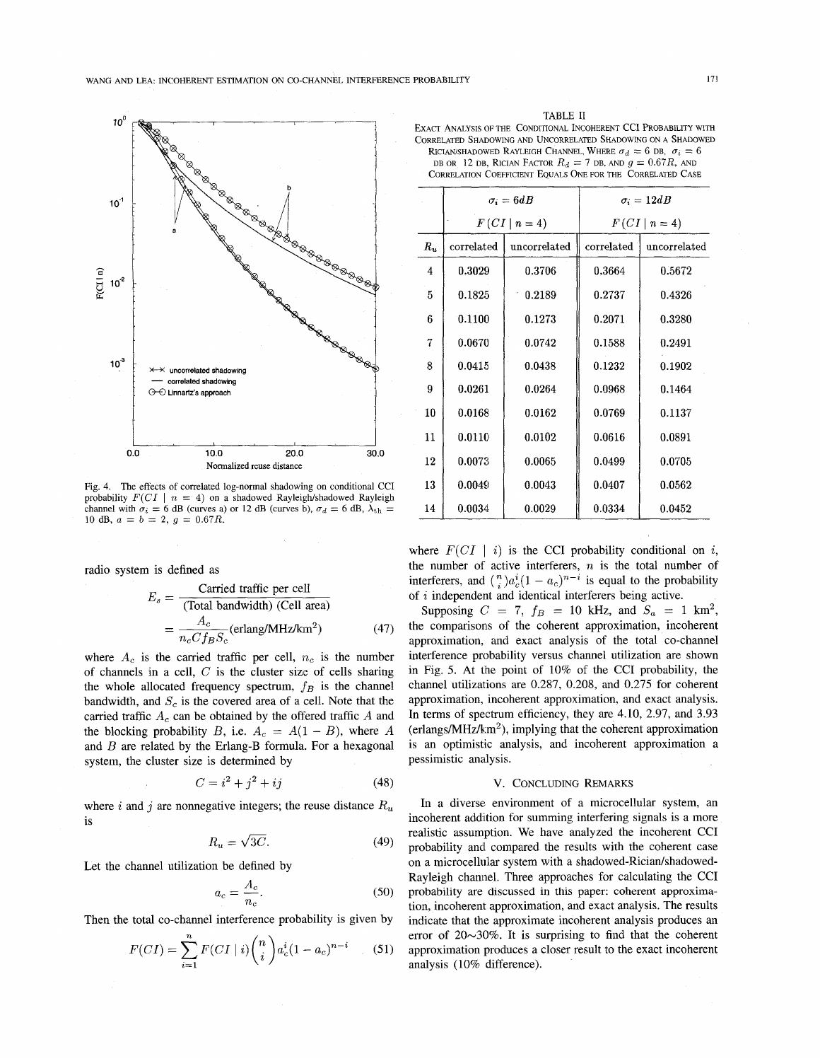Fig. 4. The effects of correlated log-normal shadowing on conditional CCI probability $F(CI \mid n = 4)$ on a shadowed Rayleigh/shadowed Rayleigh channel with $\sigma_i = 6$ dB (curves a) or 12 dB (curves b), $\sigma_d = 6$ dB, $\lambda_{th} = 10$ dB, $a = b = 2$, $g = 0.67R$.

radio system is defined as

$$E_s = \frac{\text{Carried traffic per cell}}{(\text{Total bandwidth})\ (\text{Cell area})} = \frac{A_c}{n_c C f_B S_c} (\text{erlang/MHz/km}^2) \quad (47)$$

where $A_c$ is the carried traffic per cell, $n_c$ is the number of channels in a cell, $C$ is the cluster size of cells sharing the whole allocated frequency spectrum, $f_B$ is the channel bandwidth, and $S_c$ is the covered area of a cell. Note that the carried traffic $A_c$ can be obtained by the offered traffic $A$ and the blocking probability $B$, i.e. $A_c = A(1 - B)$, where $A$ and $B$ are related by the Erlang-B formula. For a hexagonal system, the cluster size is determined by

$$C = i^2 + j^2 + ij \quad (48)$$

where $i$ and $j$ are nonnegative integers; the reuse distance $R_u$ is

$$R_u = \sqrt{3C}. \quad (49)$$

Let the channel utilization be defined by

$$a_c = \frac{A_c}{n_c}. \quad (50)$$

Then the total co-channel interference probability is given by

$$F(CI) = \sum_{i=1}^{n} F(CI \mid i) \binom{n}{i} a_c^i (1 - a_c)^{n-i} \quad (51)$$

TABLE II
EXACT ANALYSIS OF THE CONDITIONAL INCOHERENT CCI PROBABILITY WITH CORRELATED SHADOWING AND UNCORRELATED SHADOWING ON A SHADOWED RICIAN/SHADOWED RAYLEIGH CHANNEL, WHERE $\sigma_d = 6$ DB, $\sigma_i = 6$ DB OR 12 DB, RICIAN FACTOR $R_d = 7$ DB, AND $g = 0.67R$, AND CORRELATION COEFFICIENT EQUALS ONE FOR THE CORRELATED CASE

| | $\sigma_i = 6dB$ | | $\sigma_i = 12dB$ | |
|---|---|---|---|---|
| | $F(CI \mid n=4)$ | | $F(CI \mid n=4)$ | |
| $R_u$ | correlated | uncorrelated | correlated | uncorrelated |
| 4 | 0.3029 | 0.3706 | 0.3664 | 0.5672 |
| 5 | 0.1825 | 0.2189 | 0.2737 | 0.4326 |
| 6 | 0.1100 | 0.1273 | 0.2071 | 0.3280 |
| 7 | 0.0670 | 0.0742 | 0.1588 | 0.2491 |
| 8 | 0.0415 | 0.0438 | 0.1232 | 0.1902 |
| 9 | 0.0261 | 0.0264 | 0.0968 | 0.1464 |
| 10 | 0.0168 | 0.0162 | 0.0769 | 0.1137 |
| 11 | 0.0110 | 0.0102 | 0.0616 | 0.0891 |
| 12 | 0.0073 | 0.0065 | 0.0499 | 0.0705 |
| 13 | 0.0049 | 0.0043 | 0.0407 | 0.0562 |
| 14 | 0.0034 | 0.0029 | 0.0334 | 0.0452 |

where $F(CI \mid i)$ is the CCI probability conditional on $i$, the number of active interferers, $n$ is the total number of interferers, and $\binom{n}{i} a_c^i (1 - a_c)^{n-i}$ is equal to the probability of $i$ independent and identical interferers being active.

Supposing $C = 7$, $f_B = 10$ kHz, and $S_a = 1$ km$^2$, the comparisons of the coherent approximation, incoherent approximation, and exact analysis of the total co-channel interference probability versus channel utilization are shown in Fig. 5. At the point of 10% of the CCI probability, the channel utilizations are 0.287, 0.208, and 0.275 for coherent approximation, incoherent approximation, and exact analysis. In terms of spectrum efficiency, they are 4.10, 2.97, and 3.93 (erlangs/MHz/km$^2$), implying that the coherent approximation is an optimistic analysis, and incoherent approximation a pessimistic analysis.

## V. Concluding Remarks

In a diverse environment of a microcellular system, an incoherent addition for summing interfering signals is a more realistic assumption. We have analyzed the incoherent CCI probability and compared the results with the coherent case on a microcellular system with a shadowed-Rician/shadowed-Rayleigh channel. Three approaches for calculating the CCI probability are discussed in this paper: coherent approximation, incoherent approximation, and exact analysis. The results indicate that the approximate incoherent analysis produces an error of 20~30%. It is surprising to find that the coherent approximation produces a closer result to the exact incoherent analysis (10% difference).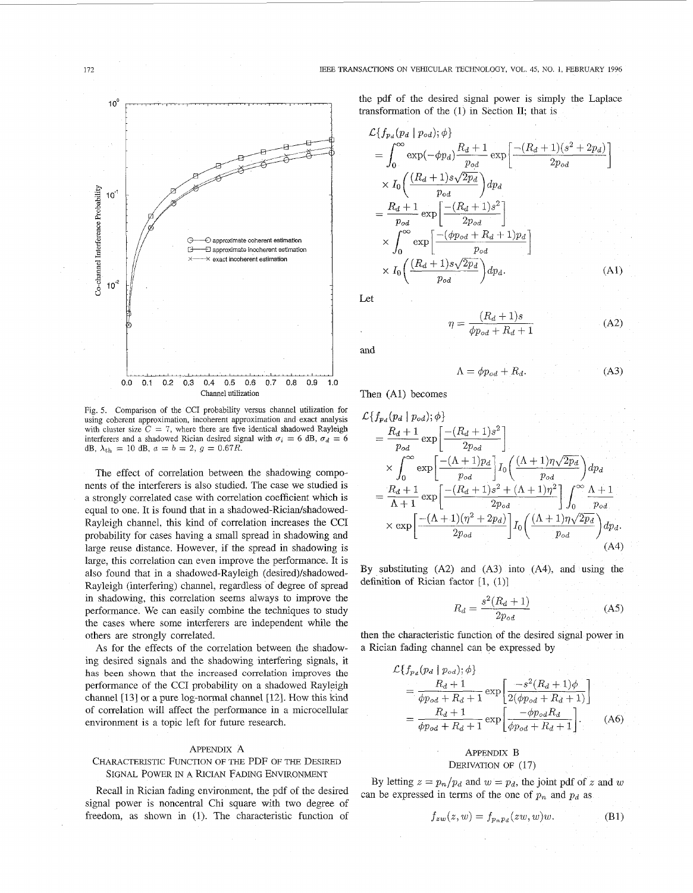Fig. 5. Comparison of the CCI probability versus channel utilization for using coherent approximation, incoherent approximation and exact analysis with cluster size $C = 7$, where there are five identical shadowed Rayleigh interferers and a shadowed Rician desired signal with $\sigma_i = 6$ dB, $\sigma_d = 6$ dB, $\lambda_{\text{th}} = 10$ dB, $a = b = 2$, $g = 0.67R$.

The effect of correlation between the shadowing components of the interferers is also studied. The case we studied is a strongly correlated case with correlation coefficient which is equal to one. It is found that in a shadowed-Rician/shadowed-Rayleigh channel, this kind of correlation increases the CCI probability for cases having a small spread in shadowing and large reuse distance. However, if the spread in shadowing is large, this correlation can even improve the performance. It is also found that in a shadowed-Rayleigh (desired)/shadowed-Rayleigh (interfering) channel, regardless of degree of spread in shadowing, this correlation seems always to improve the performance. We can easily combine the techniques to study the cases where some interferers are independent while the others are strongly correlated.

As for the effects of the correlation between the shadowing desired signals and the shadowing interfering signals, it has been shown that the increased correlation improves the performance of the CCI probability on a shadowed Rayleigh channel [13] or a pure log-normal channel [12]. How this kind of correlation will affect the performance in a microcellular environment is a topic left for future research.

## Appendix A
## Characteristic Function of the PDF of the Desired Signal Power in a Rician Fading Environment

Recall in Rician fading environment, the pdf of the desired signal power is noncentral Chi square with two degree of freedom, as shown in (1). The characteristic function of the pdf of the desired signal power is simply the Laplace transformation of the (1) in Section II; that is

$$
\begin{aligned}
\mathcal{L}\{f_{p_d}(p_d \mid p_{od}); \phi\}
&= \int_0^\infty \exp(-\phi p_d) \frac{R_d + 1}{p_{od}} \exp\left[\frac{-(R_d+1)(s^2 + 2p_d)}{2p_{od}}\right] \\
&\quad \times I_0\left(\frac{(R_d+1)s\sqrt{2p_d}}{p_{od}}\right) dp_d \\
&= \frac{R_d+1}{p_{od}} \exp\left[\frac{-(R_d+1)s^2}{2p_{od}}\right] \\
&\quad \times \int_0^\infty \exp\left[\frac{-(\phi p_{od} + R_d + 1)p_d}{p_{od}}\right] \\
&\quad \times I_0\left(\frac{(R_d+1)s\sqrt{2p_d}}{p_{od}}\right) dp_d.
\end{aligned} \tag{A1}
$$

Let

$$
\eta = \frac{(R_d + 1)s}{\phi p_{od} + R_d + 1} \tag{A2}
$$

and

$$
\Lambda = \phi p_{od} + R_d. \tag{A3}
$$

Then (A1) becomes

$$
\begin{aligned}
\mathcal{L}\{f_{p_d}(p_d \mid p_{od}); \phi\}
&= \frac{R_d+1}{p_{od}} \exp\left[\frac{-(R_d+1)s^2}{2p_{od}}\right] \\
&\quad \times \int_0^\infty \exp\left[\frac{-(\Lambda+1)p_d}{p_{od}}\right] I_0\left(\frac{(\Lambda+1)\eta\sqrt{2p_d}}{p_{od}}\right) dp_d \\
&= \frac{R_d+1}{\Lambda+1} \exp\left[\frac{-(R_d+1)s^2 + (\Lambda+1)\eta^2}{2p_{od}}\right] \int_0^\infty \frac{\Lambda+1}{p_{od}} \\
&\quad \times \exp\left[\frac{-(\Lambda+1)(\eta^2 + 2p_d)}{2p_{od}}\right] I_0\left(\frac{(\Lambda+1)\eta\sqrt{2p_d}}{p_{od}}\right) dp_d.
\end{aligned} \tag{A4}
$$

By substituting (A2) and (A3) into (A4), and using the definition of Rician factor [1, (1)]

$$
R_d = \frac{s^2(R_d + 1)}{2p_{od}} \tag{A5}
$$

then the characteristic function of the desired signal power in a Rician fading channel can be expressed by

$$
\begin{aligned}
\mathcal{L}\{f_{p_d}(p_d \mid p_{od}); \phi\}
&= \frac{R_d+1}{\phi p_{od} + R_d + 1} \exp\left[\frac{-s^2(R_d+1)\phi}{2(\phi p_{od} + R_d + 1)}\right] \\
&= \frac{R_d+1}{\phi p_{od} + R_d + 1} \exp\left[\frac{-\phi p_{od} R_d}{\phi p_{od} + R_d + 1}\right].
\end{aligned} \tag{A6}
$$

## Appendix B
## Derivation of (17)

By letting $z = p_n/p_d$ and $w = p_d$, the joint pdf of $z$ and $w$ can be expressed in terms of the one of $p_n$ and $p_d$ as

$$
f_{zw}(z, w) = f_{p_n p_d}(zw, w)w. \tag{B1}
$$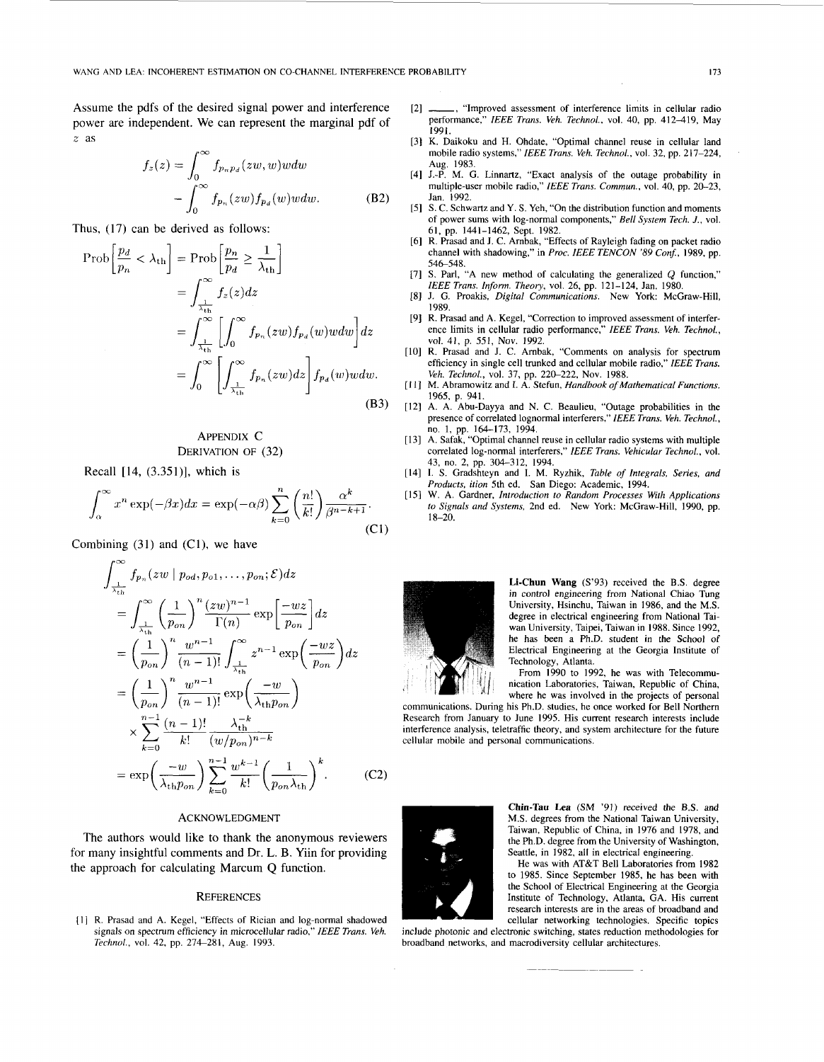Assume the pdfs of the desired signal power and interference power are independent. We can represent the marginal pdf of $z$ as

$$f_z(z) = \int_0^{\infty} f_{p_n p_d}(zw, w) w dw$$
$$= \int_0^{\infty} f_{p_n}(zw) f_{p_d}(w) w dw. \tag{B2}$$

Thus, (17) can be derived as follows:

$$\begin{aligned}
\text{Prob}\left[\frac{p_d}{p_n} < \lambda_{\text{th}}\right] &= \text{Prob}\left[\frac{p_n}{p_d} \geq \frac{1}{\lambda_{\text{th}}}\right] \\
&= \int_{\frac{1}{\lambda_{\text{th}}}}^{\infty} f_z(z) dz \\
&= \int_{\frac{1}{\lambda_{\text{th}}}}^{\infty} \left[\int_0^{\infty} f_{p_n}(zw) f_{p_d}(w) w dw\right] dz \\
&= \int_0^{\infty} \left[\int_{\frac{1}{\lambda_{\text{th}}}}^{\infty} f_{p_n}(zw) dz\right] f_{p_d}(w) w dw.
\end{aligned} \tag{B3}$$

## APPENDIX C
## DERIVATION OF (32)

Recall [14, (3.351)], which is

$$\int_{\alpha}^{\infty} x^n \exp(-\beta x) dx = \exp(-\alpha\beta) \sum_{k=0}^{n} \left(\frac{n!}{k!}\right) \frac{\alpha^k}{\beta^{n-k+1}}. \tag{C1}$$

Combining (31) and (C1), we have

$$\begin{aligned}
&\int_{\frac{1}{\lambda_{th}}}^{\infty} f_{p_n}(zw \mid p_{od}, p_{o1}, \ldots, p_{on}; \mathcal{E}) dz \\
&= \int_{\frac{1}{\lambda_{\text{th}}}}^{\infty} \left(\frac{1}{p_{on}}\right)^n \frac{(zw)^{n-1}}{\Gamma(n)} \exp\left[\frac{-wz}{p_{on}}\right] dz \\
&= \left(\frac{1}{p_{on}}\right)^n \frac{w^{n-1}}{(n-1)!} \int_{\frac{1}{\lambda_{\text{th}}}}^{\infty} z^{n-1} \exp\left(\frac{-wz}{p_{on}}\right) dz \\
&= \left(\frac{1}{p_{on}}\right)^n \frac{w^{n-1}}{(n-1)!} \exp\left(\frac{-w}{\lambda_{\text{th}} p_{on}}\right) \\
&\quad \times \sum_{k=0}^{n-1} \frac{(n-1)!}{k!} \frac{\lambda_{\text{th}}^{-k}}{(w/p_{on})^{n-k}} \\
&= \exp\left(\frac{-w}{\lambda_{\text{th}} p_{on}}\right) \sum_{k=0}^{n-1} \frac{w^{k-1}}{k!} \left(\frac{1}{p_{on} \lambda_{\text{th}}}\right)^k.
\end{aligned} \tag{C2}$$

## ACKNOWLEDGMENT

The authors would like to thank the anonymous reviewers for many insightful comments and Dr. L. B. Yiin for providing the approach for calculating Marcum Q function.

## REFERENCES

[1] R. Prasad and A. Kegel, "Effects of Rician and log-normal shadowed signals on spectrum efficiency in microcellular radio," *IEEE Trans. Veh. Technol.*, vol. 42, pp. 274–281, Aug. 1993.

[2] ——, "Improved assessment of interference limits in cellular radio performance," *IEEE Trans. Veh. Technol.*, vol. 40, pp. 412–419, May 1991.

[3] K. Daikoku and H. Ohdate, "Optimal channel reuse in cellular land mobile radio systems," *IEEE Trans. Veh. Technol.*, vol. 32, pp. 217–224, Aug. 1983.

[4] J.-P. M. G. Linnartz, "Exact analysis of the outage probability in multiple-user mobile radio," *IEEE Trans. Commun.*, vol. 40, pp. 20–23, Jan. 1992.

[5] S. C. Schwartz and Y. S. Yeh, "On the distribution function and moments of power sums with log-normal components," *Bell System Tech. J.*, vol. 61, pp. 1441–1462, Sept. 1982.

[6] R. Prasad and J. C. Arnbak, "Effects of Rayleigh fading on packet radio channel with shadowing," in *Proc. IEEE TENCON '89 Conf.*, 1989, pp. 546–548.

[7] S. Parl, "A new method of calculating the generalized $Q$ function," *IEEE Trans. Inform. Theory*, vol. 26, pp. 121–124, Jan. 1980.

[8] J. G. Proakis, *Digital Communications.* New York: McGraw-Hill, 1989.

[9] R. Prasad and A. Kegel, "Correction to improved assessment of interference limits in cellular radio performance," *IEEE Trans. Veh. Technol.*, vol. 41, p. 551, Nov. 1992.

[10] R. Prasad and J. C. Arnbak, "Comments on analysis for spectrum efficiency in single cell trunked and cellular mobile radio," *IEEE Trans. Veh. Technol.*, vol. 37, pp. 220–222, Nov. 1988.

[11] M. Abramowitz and I. A. Stefun, *Handbook of Mathematical Functions.* 1965, p. 941.

[12] A. A. Abu-Dayya and N. C. Beaulieu, "Outage probabilities in the presence of correlated lognormal interferers," *IEEE Trans. Veh. Technol.*, no. 1, pp. 164–173, 1994.

[13] A. Safak, "Optimal channel reuse in cellular radio systems with multiple correlated log-normal interferers," *IEEE Trans. Vehicular Technol.*, vol. 43, no. 2, pp. 304–312, 1994.

[14] I. S. Gradshteyn and I. M. Ryzhik, *Table of Integrals, Series, and Products, ition* 5th ed. San Diego: Academic, 1994.

[15] W. A. Gardner, *Introduction to Random Processes With Applications to Signals and Systems*, 2nd ed. New York: McGraw-Hill, 1990, pp. 18–20.

**Li-Chun Wang** (S'93) received the B.S. degree in control engineering from National Chiao Tung University, Hsinchu, Taiwan in 1986, and the M.S. degree in electrical engineering from National Taiwan University, Taipei, Taiwan in 1988. Since 1992, he has been a Ph.D. student in the School of Electrical Engineering at the Georgia Institute of Technology, Atlanta.

From 1990 to 1992, he was with Telecommunication Laboratories, Taiwan, Republic of China, where he was involved in the projects of personal communications. During his Ph.D. studies, he once worked for Bell Northern Research from January to June 1995. His current research interests include interference analysis, teletraffic theory, and system architecture for the future cellular mobile and personal communications.

**Chin-Tau Lea** (SM '91) received the B.S. and M.S. degrees from the National Taiwan University, Taiwan, Republic of China, in 1976 and 1978, and the Ph.D. degree from the University of Washington, Seattle, in 1982, all in electrical engineering.

He was with AT&T Bell Laboratories from 1982 to 1985. Since September 1985, he has been with the School of Electrical Engineering at the Georgia Institute of Technology, Atlanta, GA. His current research interests are in the areas of broadband and cellular networking technologies. Specific topics include photonic and electronic switching, states reduction methodologies for broadband networks, and macrodiversity cellular architectures.